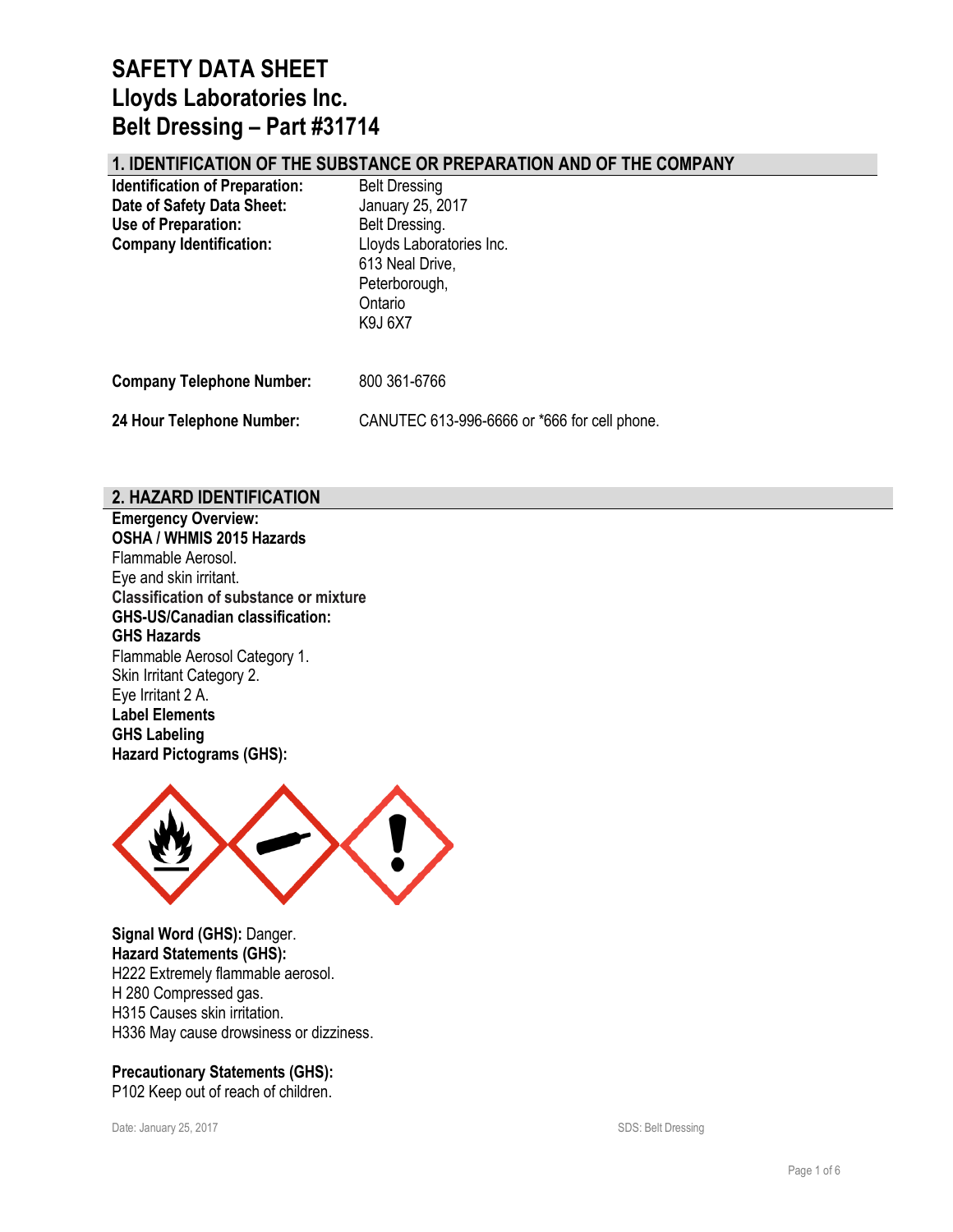# SAFETY DATA SHEET
# Lloyds Laboratories Inc.
# Belt Dressing – Part #31714

## 1. IDENTIFICATION OF THE SUBSTANCE OR PREPARATION AND OF THE COMPANY

**Identification of Preparation:** Belt Dressing
**Date of Safety Data Sheet:** January 25, 2017
**Use of Preparation:** Belt Dressing.
**Company Identification:** Lloyds Laboratories Inc.
613 Neal Drive,
Peterborough,
Ontario
K9J 6X7

**Company Telephone Number:** 800 361-6766

**24 Hour Telephone Number:** CANUTEC 613-996-6666 or *666 for cell phone.

## 2. HAZARD IDENTIFICATION

**Emergency Overview:**
**OSHA / WHMIS 2015 Hazards**
Flammable Aerosol.
Eye and skin irritant.
**Classification of substance or mixture**
**GHS-US/Canadian classification:**
**GHS Hazards**
Flammable Aerosol Category 1.
Skin Irritant Category 2.
Eye Irritant 2 A.
**Label Elements**
**GHS Labeling**
**Hazard Pictograms (GHS):**

**Signal Word (GHS):** Danger.
**Hazard Statements (GHS):**
H222 Extremely flammable aerosol.
H 280 Compressed gas.
H315 Causes skin irritation.
H336 May cause drowsiness or dizziness.

**Precautionary Statements (GHS):**
P102 Keep out of reach of children.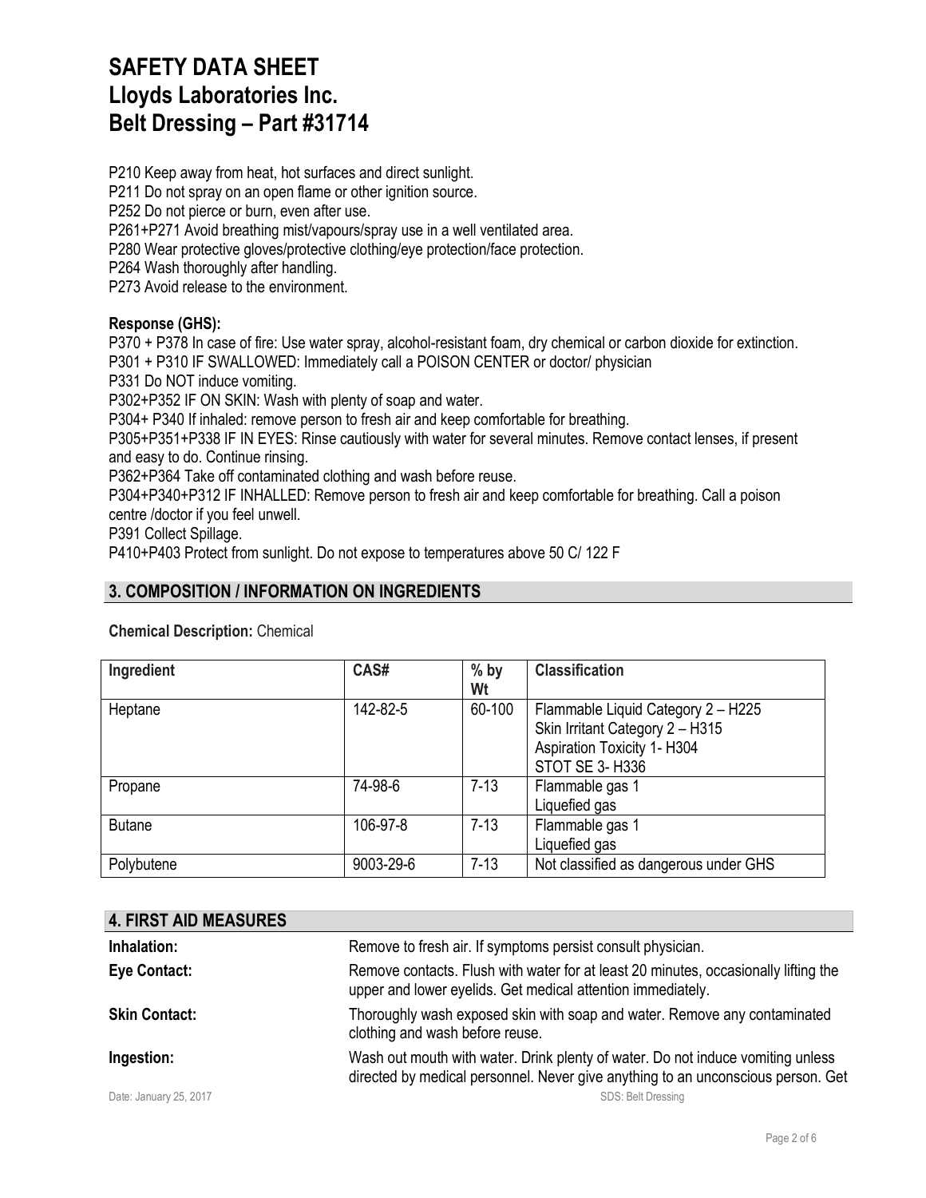# SAFETY DATA SHEET
# Lloyds Laboratories Inc.
# Belt Dressing – Part #31714

P210 Keep away from heat, hot surfaces and direct sunlight.
P211 Do not spray on an open flame or other ignition source.
P252 Do not pierce or burn, even after use.
P261+P271 Avoid breathing mist/vapours/spray use in a well ventilated area.
P280 Wear protective gloves/protective clothing/eye protection/face protection.
P264 Wash thoroughly after handling.
P273 Avoid release to the environment.

**Response (GHS):**

P370 + P378 In case of fire: Use water spray, alcohol-resistant foam, dry chemical or carbon dioxide for extinction.
P301 + P310 IF SWALLOWED: Immediately call a POISON CENTER or doctor/ physician
P331 Do NOT induce vomiting.
P302+P352 IF ON SKIN: Wash with plenty of soap and water.
P304+ P340 If inhaled: remove person to fresh air and keep comfortable for breathing.
P305+P351+P338 IF IN EYES: Rinse cautiously with water for several minutes. Remove contact lenses, if present and easy to do. Continue rinsing.
P362+P364 Take off contaminated clothing and wash before reuse.
P304+P340+P312 IF INHALLED: Remove person to fresh air and keep comfortable for breathing. Call a poison centre /doctor if you feel unwell.
P391 Collect Spillage.
P410+P403 Protect from sunlight. Do not expose to temperatures above 50 C/ 122 F

## 3. COMPOSITION / INFORMATION ON INGREDIENTS

**Chemical Description:** Chemical

| Ingredient | CAS# | % by Wt | Classification |
|---|---|---|---|
| Heptane | 142-82-5 | 60-100 | Flammable Liquid Category 2 – H225<br>Skin Irritant Category 2 – H315<br>Aspiration Toxicity 1- H304<br>STOT SE 3- H336 |
| Propane | 74-98-6 | 7-13 | Flammable gas 1<br>Liquefied gas |
| Butane | 106-97-8 | 7-13 | Flammable gas 1<br>Liquefied gas |
| Polybutene | 9003-29-6 | 7-13 | Not classified as dangerous under GHS |

## 4. FIRST AID MEASURES

**Inhalation:** Remove to fresh air. If symptoms persist consult physician.

**Eye Contact:** Remove contacts. Flush with water for at least 20 minutes, occasionally lifting the upper and lower eyelids. Get medical attention immediately.

**Skin Contact:** Thoroughly wash exposed skin with soap and water. Remove any contaminated clothing and wash before reuse.

**Ingestion:** Wash out mouth with water. Drink plenty of water. Do not induce vomiting unless directed by medical personnel. Never give anything to an unconscious person. Get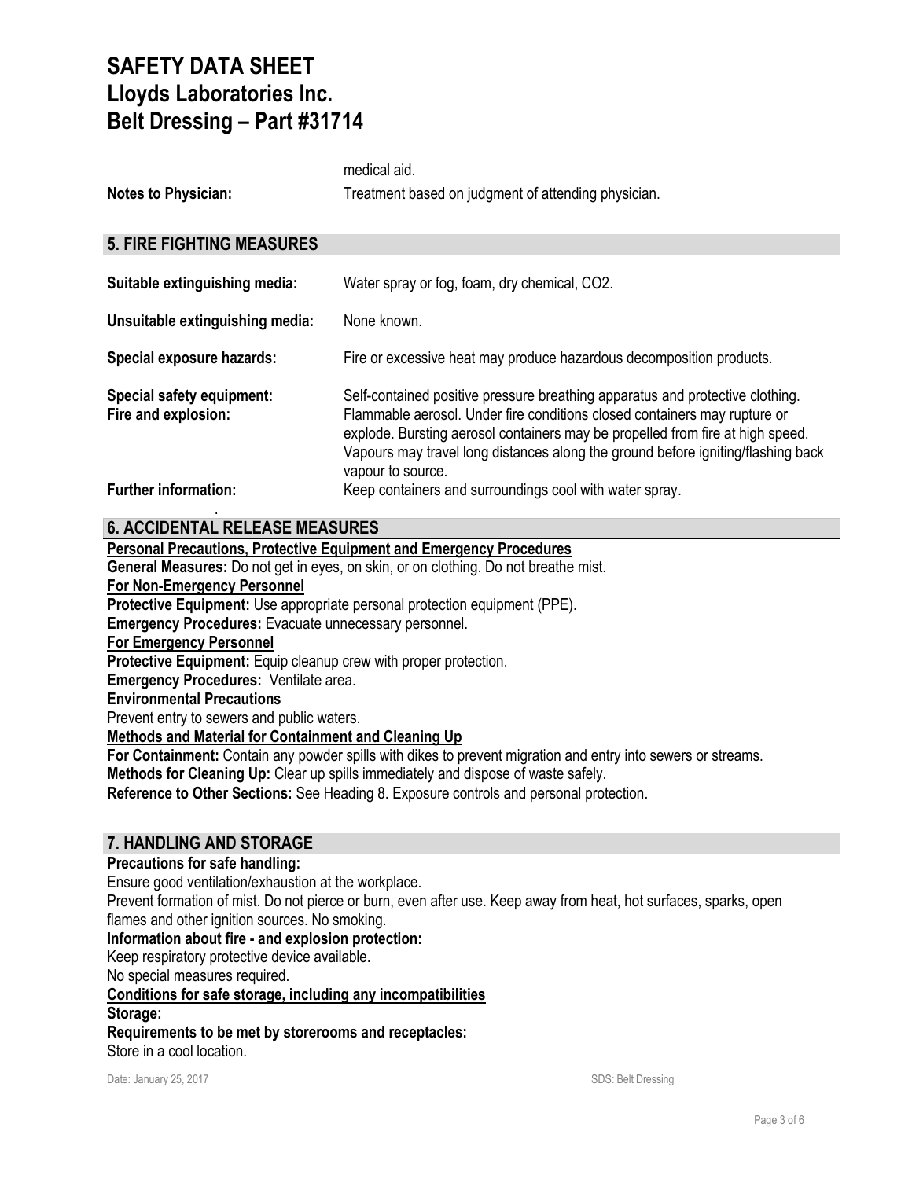medical aid.

**Notes to Physician:** Treatment based on judgment of attending physician.

## 5. FIRE FIGHTING MEASURES

**Suitable extinguishing media:** Water spray or fog, foam, dry chemical, $CO_2$.

**Unsuitable extinguishing media:** None known.

**Special exposure hazards:** Fire or excessive heat may produce hazardous decomposition products.

**Special safety equipment:** Self-contained positive pressure breathing apparatus and protective clothing.

**Fire and explosion:** Flammable aerosol. Under fire conditions closed containers may rupture or explode. Bursting aerosol containers may be propelled from fire at high speed. Vapours may travel long distances along the ground before igniting/flashing back vapour to source.

**Further information:** Keep containers and surroundings cool with water spray.

## 6. ACCIDENTAL RELEASE MEASURES

**Personal Precautions, Protective Equipment and Emergency Procedures**

**General Measures:** Do not get in eyes, on skin, or on clothing. Do not breathe mist.

**For Non-Emergency Personnel**

**Protective Equipment:** Use appropriate personal protection equipment (PPE).

**Emergency Procedures:** Evacuate unnecessary personnel.

**For Emergency Personnel**

**Protective Equipment:** Equip cleanup crew with proper protection.

**Emergency Procedures:** Ventilate area.

**Environmental Precautions**

Prevent entry to sewers and public waters.

**Methods and Material for Containment and Cleaning Up**

**For Containment:** Contain any powder spills with dikes to prevent migration and entry into sewers or streams.

**Methods for Cleaning Up:** Clear up spills immediately and dispose of waste safely.

**Reference to Other Sections:** See Heading 8. Exposure controls and personal protection.

## 7. HANDLING AND STORAGE

**Precautions for safe handling:**

Ensure good ventilation/exhaustion at the workplace.

Prevent formation of mist. Do not pierce or burn, even after use. Keep away from heat, hot surfaces, sparks, open flames and other ignition sources. No smoking.

**Information about fire - and explosion protection:**

Keep respiratory protective device available.

No special measures required.

**Conditions for safe storage, including any incompatibilities**

**Storage:**

**Requirements to be met by storerooms and receptacles:**

Store in a cool location.

Date: January 25, 2017 SDS: Belt Dressing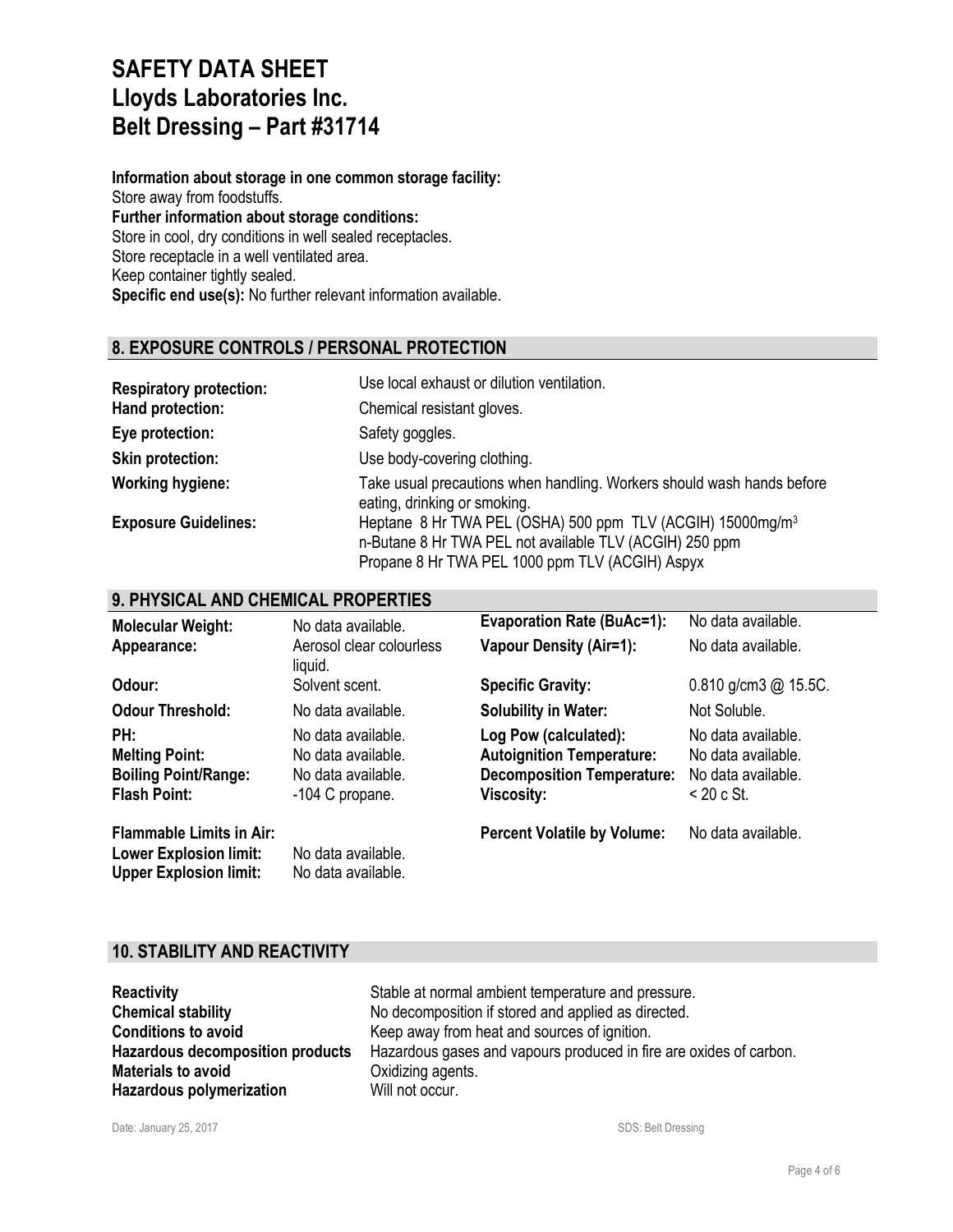# SAFETY DATA SHEET
# Lloyds Laboratories Inc.
# Belt Dressing – Part #31714

**Information about storage in one common storage facility:**
Store away from foodstuffs.
**Further information about storage conditions:**
Store in cool, dry conditions in well sealed receptacles.
Store receptacle in a well ventilated area.
Keep container tightly sealed.
**Specific end use(s):** No further relevant information available.

## 8. EXPOSURE CONTROLS / PERSONAL PROTECTION

| | |
|---|---|
| **Respiratory protection:** | Use local exhaust or dilution ventilation. |
| **Hand protection:** | Chemical resistant gloves. |
| **Eye protection:** | Safety goggles. |
| **Skin protection:** | Use body-covering clothing. |
| **Working hygiene:** | Take usual precautions when handling. Workers should wash hands before eating, drinking or smoking. |
| **Exposure Guidelines:** | Heptane 8 Hr TWA PEL (OSHA) 500 ppm TLV (ACGIH) 15000mg/m$^3$<br>n-Butane 8 Hr TWA PEL not available TLV (ACGIH) 250 ppm<br>Propane 8 Hr TWA PEL 1000 ppm TLV (ACGIH) Aspyx |

## 9. PHYSICAL AND CHEMICAL PROPERTIES

| | | | |
|---|---|---|---|
| **Molecular Weight:** | No data available. | **Evaporation Rate (BuAc=1):** | No data available. |
| **Appearance:** | Aerosol clear colourless liquid. | **Vapour Density (Air=1):** | No data available. |
| **Odour:** | Solvent scent. | **Specific Gravity:** | 0.810 g/cm3 @ 15.5C. |
| **Odour Threshold:** | No data available. | **Solubility in Water:** | Not Soluble. |
| **PH:** | No data available. | **Log Pow (calculated):** | No data available. |
| **Melting Point:** | No data available. | **Autoignition Temperature:** | No data available. |
| **Boiling Point/Range:** | No data available. | **Decomposition Temperature:** | No data available. |
| **Flash Point:** | -104 C propane. | **Viscosity:** | < 20 c St. |
| **Flammable Limits in Air:** | | **Percent Volatile by Volume:** | No data available. |
| **Lower Explosion limit:** | No data available. | | |
| **Upper Explosion limit:** | No data available. | | |

## 10. STABILITY AND REACTIVITY

| | |
|---|---|
| **Reactivity** | Stable at normal ambient temperature and pressure. |
| **Chemical stability** | No decomposition if stored and applied as directed. |
| **Conditions to avoid** | Keep away from heat and sources of ignition. |
| **Hazardous decomposition products** | Hazardous gases and vapours produced in fire are oxides of carbon. |
| **Materials to avoid** | Oxidizing agents. |
| **Hazardous polymerization** | Will not occur. |

Date: January 25, 2017 SDS: Belt Dressing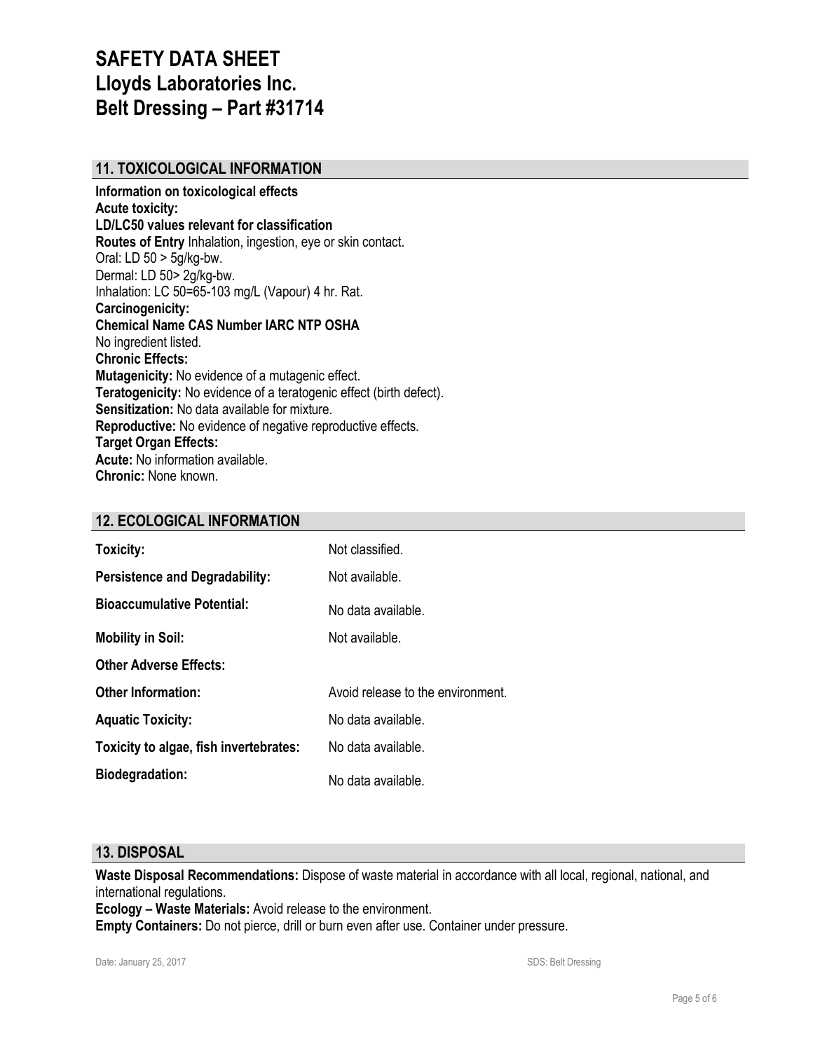# SAFETY DATA SHEET
# Lloyds Laboratories Inc.
# Belt Dressing – Part #31714

## 11. TOXICOLOGICAL INFORMATION

**Information on toxicological effects**
**Acute toxicity:**
**LD/LC50 values relevant for classification**
**Routes of Entry** Inhalation, ingestion, eye or skin contact.
Oral: LD 50 > 5g/kg-bw.
Dermal: LD 50> 2g/kg-bw.
Inhalation: LC 50=65-103 mg/L (Vapour) 4 hr. Rat.
**Carcinogenicity:**
**Chemical Name CAS Number IARC NTP OSHA**
No ingredient listed.
**Chronic Effects:**
**Mutagenicity:** No evidence of a mutagenic effect.
**Teratogenicity:** No evidence of a teratogenic effect (birth defect).
**Sensitization:** No data available for mixture.
**Reproductive:** No evidence of negative reproductive effects.
**Target Organ Effects:**
**Acute:** No information available.
**Chronic:** None known.

## 12. ECOLOGICAL INFORMATION

| | |
|---|---|
| **Toxicity:** | Not classified. |
| **Persistence and Degradability:** | Not available. |
| **Bioaccumulative Potential:** | No data available. |
| **Mobility in Soil:** | Not available. |
| **Other Adverse Effects:** | |
| **Other Information:** | Avoid release to the environment. |
| **Aquatic Toxicity:** | No data available. |
| **Toxicity to algae, fish invertebrates:** | No data available. |
| **Biodegradation:** | No data available. |

## 13. DISPOSAL

**Waste Disposal Recommendations:** Dispose of waste material in accordance with all local, regional, national, and international regulations.
**Ecology – Waste Materials:** Avoid release to the environment.
**Empty Containers:** Do not pierce, drill or burn even after use. Container under pressure.

Date: January 25, 2017 SDS: Belt Dressing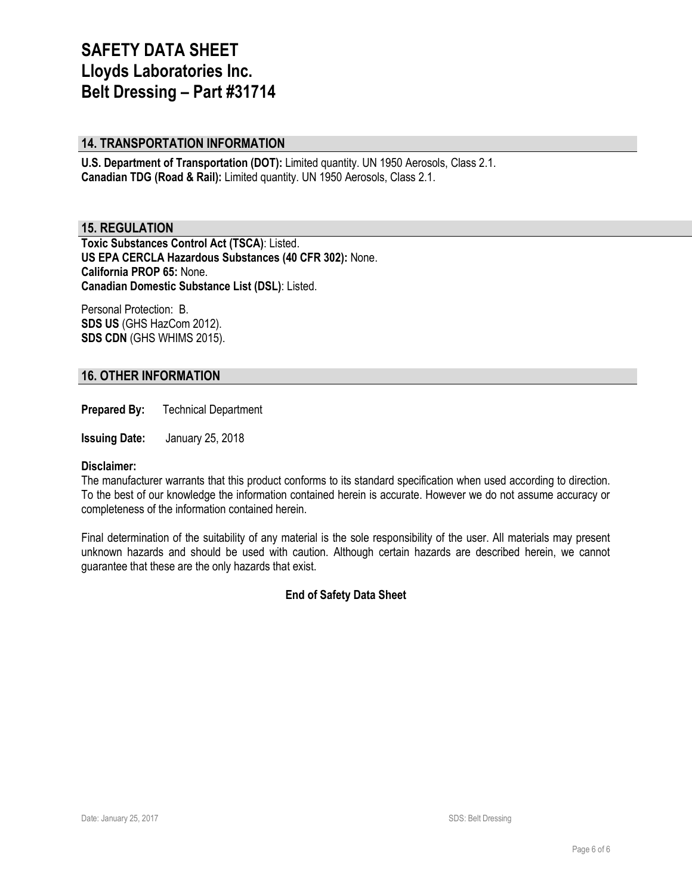## 14. TRANSPORTATION INFORMATION

**U.S. Department of Transportation (DOT):** Limited quantity. UN 1950 Aerosols, Class 2.1.
**Canadian TDG (Road & Rail):** Limited quantity. UN 1950 Aerosols, Class 2.1.

## 15. REGULATION

**Toxic Substances Control Act (TSCA)**: Listed.
**US EPA CERCLA Hazardous Substances (40 CFR 302):** None.
**California PROP 65:** None.
**Canadian Domestic Substance List (DSL)**: Listed.

Personal Protection: B.
**SDS US** (GHS HazCom 2012).
**SDS CDN** (GHS WHIMS 2015).

## 16. OTHER INFORMATION

**Prepared By:** Technical Department

**Issuing Date:** January 25, 2018

**Disclaimer:**
The manufacturer warrants that this product conforms to its standard specification when used according to direction. To the best of our knowledge the information contained herein is accurate. However we do not assume accuracy or completeness of the information contained herein.

Final determination of the suitability of any material is the sole responsibility of the user. All materials may present unknown hazards and should be used with caution. Although certain hazards are described herein, we cannot guarantee that these are the only hazards that exist.

**End of Safety Data Sheet**